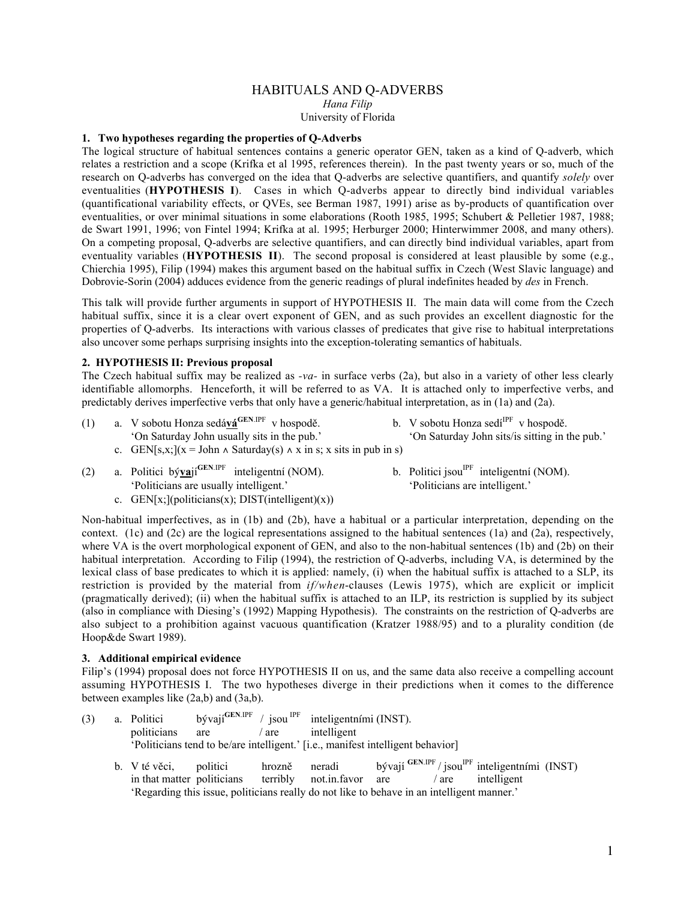# HABITUALS AND Q-ADVERBS

*Hana Filip*
University of Florida

## 1. Two hypotheses regarding the properties of Q-Adverbs

The logical structure of habitual sentences contains a generic operator GEN, taken as a kind of Q-adverb, which relates a restriction and a scope (Krifka et al 1995, references therein). In the past twenty years or so, much of the research on Q-adverbs has converged on the idea that Q-adverbs are selective quantifiers, and quantify *solely* over eventualities (**HYPOTHESIS I**). Cases in which Q-adverbs appear to directly bind individual variables (quantificational variability effects, or QVEs, see Berman 1987, 1991) arise as by-products of quantification over eventualities, or over minimal situations in some elaborations (Rooth 1985, 1995; Schubert & Pelletier 1987, 1988; de Swart 1991, 1996; von Fintel 1994; Krifka at al. 1995; Herburger 2000; Hinterwimmer 2008, and many others). On a competing proposal, Q-adverbs are selective quantifiers, and can directly bind individual variables, apart from eventuality variables (**HYPOTHESIS II**). The second proposal is considered at least plausible by some (e.g., Chierchia 1995), Filip (1994) makes this argument based on the habitual suffix in Czech (West Slavic language) and Dobrovie-Sorin (2004) adduces evidence from the generic readings of plural indefinites headed by *des* in French.

This talk will provide further arguments in support of HYPOTHESIS II. The main data will come from the Czech habitual suffix, since it is a clear overt exponent of GEN, and as such provides an excellent diagnostic for the properties of Q-adverbs. Its interactions with various classes of predicates that give rise to habitual interpretations also uncover some perhaps surprising insights into the exception-tolerating semantics of habituals.

## 2. HYPOTHESIS II: Previous proposal

The Czech habitual suffix may be realized as *-va-* in surface verbs (2a), but also in a variety of other less clearly identifiable allomorphs. Henceforth, it will be referred to as VA. It is attached only to imperfective verbs, and predictably derives imperfective verbs that only have a generic/habitual interpretation, as in (1a) and (2a).

(1) a. V sobotu Honza sedá**vá**[GEN.IPF] v hospodě.
   'On Saturday John usually sits in the pub.'
  b. V sobotu Honza sedí[IPF] v hospodě.
   'On Saturday John sits/is sitting in the pub.'
  c. GEN[s,x;](x = John ∧ Saturday(s) ∧ x in s; x sits in pub in s)

(2) a. Politici bý**va**jí[GEN.IPF] inteligentní (NOM).
   'Politicians are usually intelligent.'
  b. Politici jsou[IPF] inteligentní (NOM).
   'Politicians are intelligent.'
  c. GEN[x;](politicians(x); DIST(intelligent)(x))

Non-habitual imperfectives, as in (1b) and (2b), have a habitual or a particular interpretation, depending on the context. (1c) and (2c) are the logical representations assigned to the habitual sentences (1a) and (2a), respectively, where VA is the overt morphological exponent of GEN, and also to the non-habitual sentences (1b) and (2b) on their habitual interpretation. According to Filip (1994), the restriction of Q-adverbs, including VA, is determined by the lexical class of base predicates to which it is applied: namely, (i) when the habitual suffix is attached to a SLP, its restriction is provided by the material from *if/when*-clauses (Lewis 1975), which are explicit or implicit (pragmatically derived); (ii) when the habitual suffix is attached to an ILP, its restriction is supplied by its subject (also in compliance with Diesing's (1992) Mapping Hypothesis). The constraints on the restriction of Q-adverbs are also subject to a prohibition against vacuous quantification (Kratzer 1988/95) and to a plurality condition (de Hoop&de Swart 1989).

## 3. Additional empirical evidence

Filip's (1994) proposal does not force HYPOTHESIS II on us, and the same data also receive a compelling account assuming HYPOTHESIS I. The two hypotheses diverge in their predictions when it comes to the difference between examples like (2a,b) and (3a,b).

(3) a. Politici bývají[GEN.IPF] / jsou[IPF] inteligentními (INST).
   politicians are / are intelligent
   'Politicians tend to be/are intelligent.' [i.e., manifest intelligent behavior]

  b. V té věci, politici hrozně neradi bývají[GEN.IPF] / jsou[IPF] inteligentními (INST)
   in that matter politicians terribly not.in.favor are / are intelligent
   'Regarding this issue, politicians really do not like to behave in an intelligent manner.'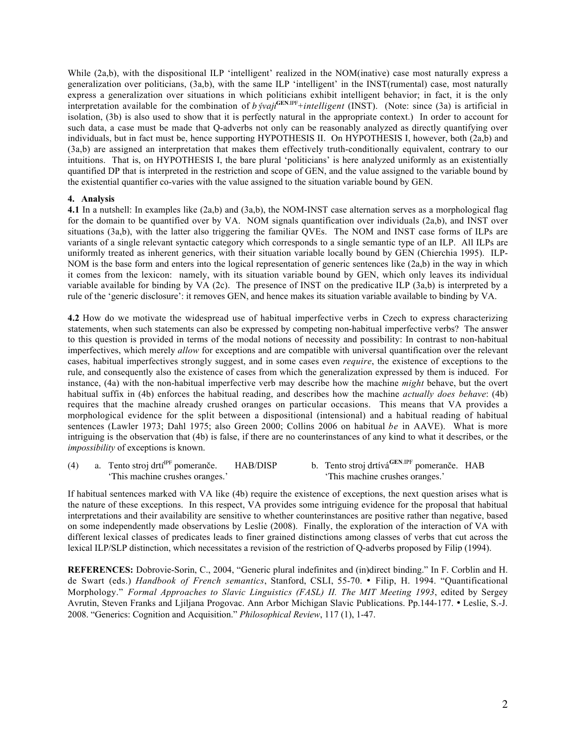While (2a,b), with the dispositional ILP 'intelligent' realized in the NOM(inative) case most naturally express a generalization over politicians, (3a,b), with the same ILP 'intelligent' in the INST(rumental) case, most naturally express a generalization over situations in which politicians exhibit intelligent behavior; in fact, it is the only interpretation available for the combination of *bývají*$^{\mathbf{GEN}.\mathrm{IPF}}$+*intelligent* (INST). (Note: since (3a) is artificial in isolation, (3b) is also used to show that it is perfectly natural in the appropriate context.) In order to account for such data, a case must be made that Q-adverbs not only can be reasonably analyzed as directly quantifying over individuals, but in fact must be, hence supporting HYPOTHESIS II. On HYPOTHESIS I, however, both (2a,b) and (3a,b) are assigned an interpretation that makes them effectively truth-conditionally equivalent, contrary to our intuitions. That is, on HYPOTHESIS I, the bare plural 'politicians' is here analyzed uniformly as an existentially quantified DP that is interpreted in the restriction and scope of GEN, and the value assigned to the variable bound by the existential quantifier co-varies with the value assigned to the situation variable bound by GEN.

**4. Analysis**

**4.1** In a nutshell: In examples like (2a,b) and (3a,b), the NOM-INST case alternation serves as a morphological flag for the domain to be quantified over by VA. NOM signals quantification over individuals (2a,b), and INST over situations (3a,b), with the latter also triggering the familiar QVEs. The NOM and INST case forms of ILPs are variants of a single relevant syntactic category which corresponds to a single semantic type of an ILP. All ILPs are uniformly treated as inherent generics, with their situation variable locally bound by GEN (Chierchia 1995). ILP-NOM is the base form and enters into the logical representation of generic sentences like (2a,b) in the way in which it comes from the lexicon: namely, with its situation variable bound by GEN, which only leaves its individual variable available for binding by VA (2c). The presence of INST on the predicative ILP (3a,b) is interpreted by a rule of the 'generic disclosure': it removes GEN, and hence makes its situation variable available to binding by VA.

**4.2** How do we motivate the widespread use of habitual imperfective verbs in Czech to express characterizing statements, when such statements can also be expressed by competing non-habitual imperfective verbs? The answer to this question is provided in terms of the modal notions of necessity and possibility: In contrast to non-habitual imperfectives, which merely *allow* for exceptions and are compatible with universal quantification over the relevant cases, habitual imperfectives strongly suggest, and in some cases even *require*, the existence of exceptions to the rule, and consequently also the existence of cases from which the generalization expressed by them is induced. For instance, (4a) with the non-habitual imperfective verb may describe how the machine *might* behave, but the overt habitual suffix in (4b) enforces the habitual reading, and describes how the machine *actually does behave*: (4b) requires that the machine already crushed oranges on particular occasions. This means that VA provides a morphological evidence for the split between a dispositional (intensional) and a habitual reading of habitual sentences (Lawler 1973; Dahl 1975; also Green 2000; Collins 2006 on habitual *be* in AAVE). What is more intriguing is the observation that (4b) is false, if there are no counterinstances of any kind to what it describes, or the *impossibility* of exceptions is known.

(4) a. Tento stroj drtí$^{\mathrm{IPF}}$ pomeranče. HAB/DISP
'This machine crushes oranges.'

b. Tento stroj drtívá$^{\mathbf{GEN}.\mathrm{IPF}}$ pomeranče. HAB
'This machine crushes oranges.'

If habitual sentences marked with VA like (4b) require the existence of exceptions, the next question arises what is the nature of these exceptions. In this respect, VA provides some intriguing evidence for the proposal that habitual interpretations and their availability are sensitive to whether counterinstances are positive rather than negative, based on some independently made observations by Leslie (2008). Finally, the exploration of the interaction of VA with different lexical classes of predicates leads to finer grained distinctions among classes of verbs that cut across the lexical ILP/SLP distinction, which necessitates a revision of the restriction of Q-adverbs proposed by Filip (1994).

**REFERENCES:** Dobrovie-Sorin, C., 2004, "Generic plural indefinites and (in)direct binding." In F. Corblin and H. de Swart (eds.) *Handbook of French semantics*, Stanford, CSLI, 55-70. • Filip, H. 1994. "Quantificational Morphology." *Formal Approaches to Slavic Linguistics (FASL) II. The MIT Meeting 1993*, edited by Sergey Avrutin, Steven Franks and Ljiljana Progovac. Ann Arbor Michigan Slavic Publications. Pp.144-177. • Leslie, S.-J. 2008. "Generics: Cognition and Acquisition." *Philosophical Review*, 117 (1), 1-47.